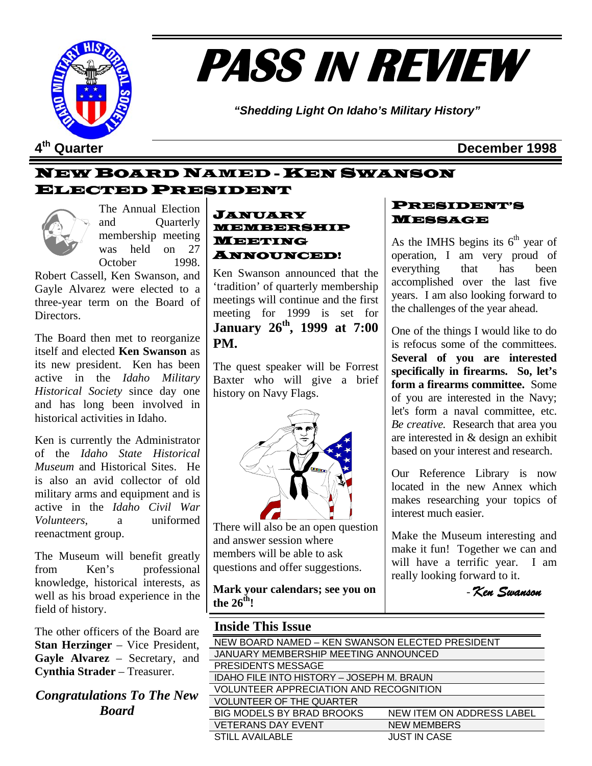# PASS IN REVIEW

***"Shedding Light On Idaho's Military History"***

**4th Quarter** **December 1998**

## New Board Named - Ken Swanson Elected President

The Annual Election and Quarterly membership meeting was held on 27 October 1998. Robert Cassell, Ken Swanson, and Gayle Alvarez were elected to a three-year term on the Board of Directors.

The Board then met to reorganize itself and elected **Ken Swanson** as its new president. Ken has been active in the *Idaho Military Historical Society* since day one and has long been involved in historical activities in Idaho.

Ken is currently the Administrator of the *Idaho State Historical Museum* and Historical Sites. He is also an avid collector of old military arms and equipment and is active in the *Idaho Civil War Volunteers*, a uniformed reenactment group.

The Museum will benefit greatly from Ken's professional knowledge, historical interests, as well as his broad experience in the field of history.

The other officers of the Board are **Stan Herzinger** – Vice President, **Gayle Alvarez** – Secretary, and **Cynthia Strader** – Treasurer.

***Congratulations To The New Board***

## January Membership Meeting Announced!

Ken Swanson announced that the 'tradition' of quarterly membership meetings will continue and the first meeting for 1999 is set for **January 26th, 1999 at 7:00 PM.**

The quest speaker will be Forrest Baxter who will give a brief history on Navy Flags.

There will also be an open question and answer session where members will be able to ask questions and offer suggestions.

**Mark your calendars; see you on the 26th!**

## President's Message

As the IMHS begins its 6th year of operation, I am very proud of everything that has been accomplished over the last five years. I am also looking forward to the challenges of the year ahead.

One of the things I would like to do is refocus some of the committees. **Several of you are interested specifically in firearms. So, let's form a firearms committee.** Some of you are interested in the Navy; let's form a naval committee, etc. *Be creative.* Research that area you are interested in & design an exhibit based on your interest and research.

Our Reference Library is now located in the new Annex which makes researching your topics of interest much easier.

Make the Museum interesting and make it fun! Together we can and will have a terrific year. I am really looking forward to it.

*-Ken Swanson*

## Inside This Issue

| | |
|---|---|
| NEW BOARD NAMED – KEN SWANSON ELECTED PRESIDENT | |
| JANUARY MEMBERSHIP MEETING ANNOUNCED | |
| PRESIDENTS MESSAGE | |
| IDAHO FILE INTO HISTORY – JOSEPH M. BRAUN | |
| VOLUNTEER APPRECIATION AND RECOGNITION | |
| VOLUNTEER OF THE QUARTER | |
| BIG MODELS BY BRAD BROOKS | NEW ITEM ON ADDRESS LABEL |
| VETERANS DAY EVENT | NEW MEMBERS |
| STILL AVAILABLE | JUST IN CASE |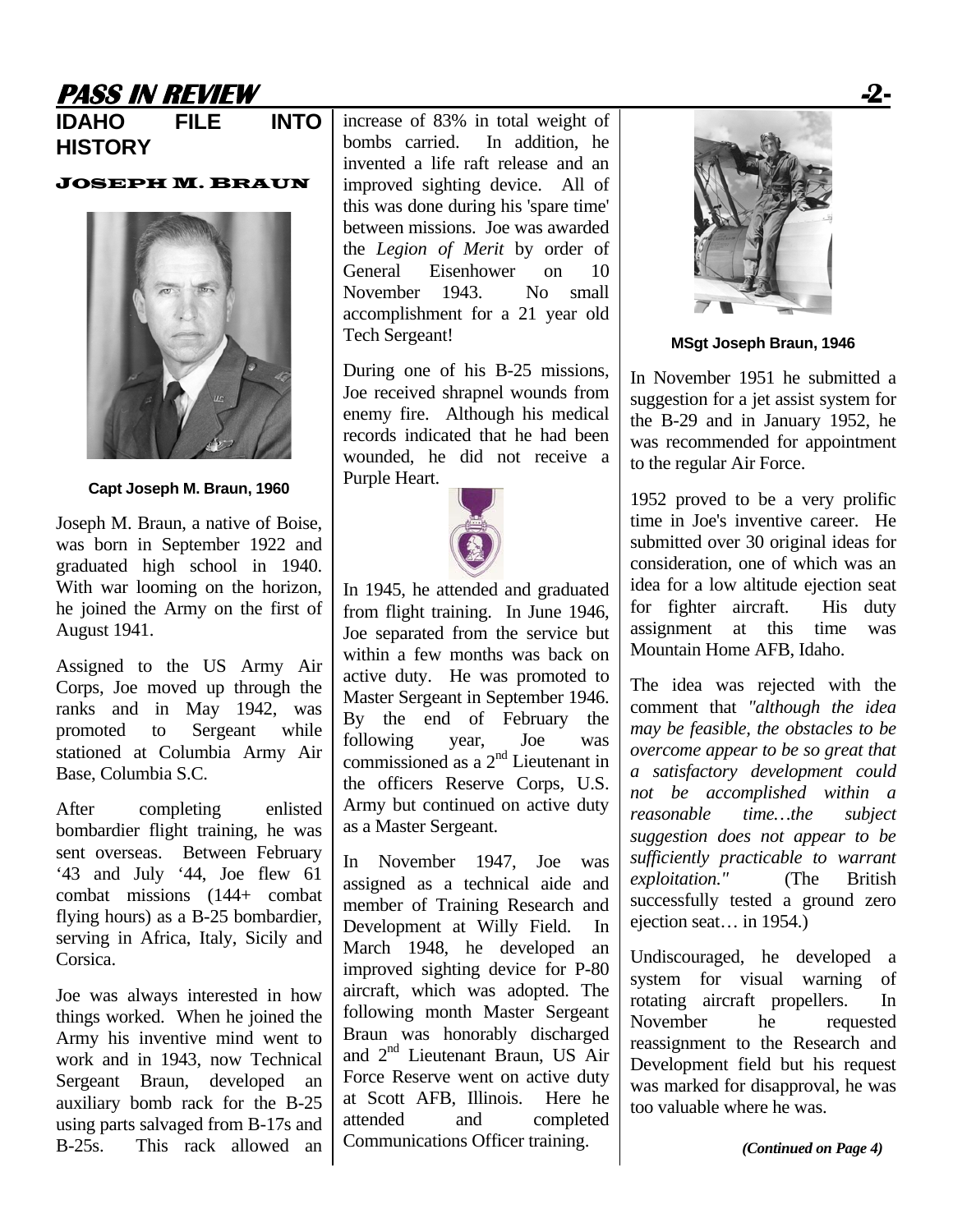## IDAHO FILE INTO HISTORY

### JOSEPH M. BRAUN

Capt Joseph M. Braun, 1960

Joseph M. Braun, a native of Boise, was born in September 1922 and graduated high school in 1940. With war looming on the horizon, he joined the Army on the first of August 1941.

Assigned to the US Army Air Corps, Joe moved up through the ranks and in May 1942, was promoted to Sergeant while stationed at Columbia Army Air Base, Columbia S.C.

After completing enlisted bombardier flight training, he was sent overseas. Between February '43 and July '44, Joe flew 61 combat missions (144+ combat flying hours) as a B-25 bombardier, serving in Africa, Italy, Sicily and Corsica.

Joe was always interested in how things worked. When he joined the Army his inventive mind went to work and in 1943, now Technical Sergeant Braun, developed an auxiliary bomb rack for the B-25 using parts salvaged from B-17s and B-25s. This rack allowed an increase of 83% in total weight of bombs carried. In addition, he invented a life raft release and an improved sighting device. All of this was done during his 'spare time' between missions. Joe was awarded the *Legion of Merit* by order of General Eisenhower on 10 November 1943. No small accomplishment for a 21 year old Tech Sergeant!

During one of his B-25 missions, Joe received shrapnel wounds from enemy fire. Although his medical records indicated that he had been wounded, he did not receive a Purple Heart.

In 1945, he attended and graduated from flight training. In June 1946, Joe separated from the service but within a few months was back on active duty. He was promoted to Master Sergeant in September 1946. By the end of February the following year, Joe was commissioned as a 2nd Lieutenant in the officers Reserve Corps, U.S. Army but continued on active duty as a Master Sergeant.

In November 1947, Joe was assigned as a technical aide and member of Training Research and Development at Willy Field. In March 1948, he developed an improved sighting device for P-80 aircraft, which was adopted. The following month Master Sergeant Braun was honorably discharged and 2nd Lieutenant Braun, US Air Force Reserve went on active duty at Scott AFB, Illinois. Here he attended and completed Communications Officer training.

MSgt Joseph Braun, 1946

In November 1951 he submitted a suggestion for a jet assist system for the B-29 and in January 1952, he was recommended for appointment to the regular Air Force.

1952 proved to be a very prolific time in Joe's inventive career. He submitted over 30 original ideas for consideration, one of which was an idea for a low altitude ejection seat for fighter aircraft. His duty assignment at this time was Mountain Home AFB, Idaho.

The idea was rejected with the comment that *"although the idea may be feasible, the obstacles to be overcome appear to be so great that a satisfactory development could not be accomplished within a reasonable time…the subject suggestion does not appear to be sufficiently practicable to warrant exploitation."* (The British successfully tested a ground zero ejection seat… in 1954.)

Undiscouraged, he developed a system for visual warning of rotating aircraft propellers. In November he requested reassignment to the Research and Development field but his request was marked for disapproval, he was too valuable where he was.

*(Continued on Page 4)*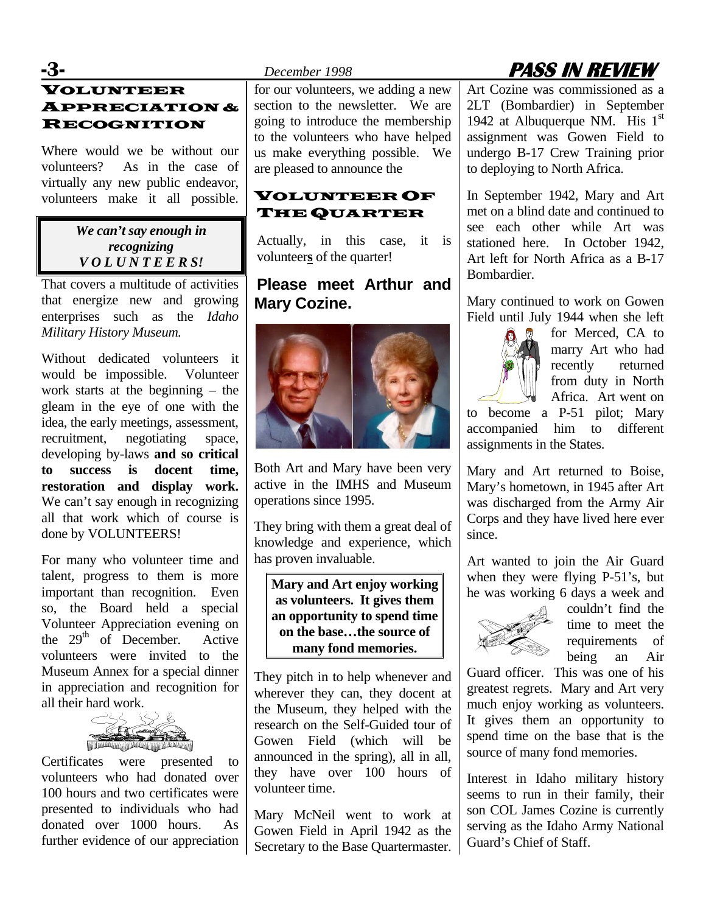## Volunteer Appreciation & Recognition

Where would we be without our volunteers? As in the case of virtually any new public endeavor, volunteers make it all possible.

> ***We can't say enough in recognizing V O L U N T E E R S!***

That covers a multitude of activities that energize new and growing enterprises such as the *Idaho Military History Museum.*

Without dedicated volunteers it would be impossible. Volunteer work starts at the beginning – the gleam in the eye of one with the idea, the early meetings, assessment, recruitment, negotiating space, developing by-laws **and so critical to success is docent time, restoration and display work.** We can't say enough in recognizing all that work which of course is done by VOLUNTEERS!

For many who volunteer time and talent, progress to them is more important than recognition. Even so, the Board held a special Volunteer Appreciation evening on the 29th of December. Active volunteers were invited to the Museum Annex for a special dinner in appreciation and recognition for all their hard work.

Certificates were presented to volunteers who had donated over 100 hours and two certificates were presented to individuals who had donated over 1000 hours. As further evidence of our appreciation for our volunteers, we adding a new section to the newsletter. We are going to introduce the membership to the volunteers who have helped us make everything possible. We are pleased to announce the

## Volunteer Of The Quarter

Actually, in this case, it is volunteer**s** of the quarter!

### Please meet Arthur and Mary Cozine.

Both Art and Mary have been very active in the IMHS and Museum operations since 1995.

They bring with them a great deal of knowledge and experience, which has proven invaluable.

> **Mary and Art enjoy working as volunteers. It gives them an opportunity to spend time on the base…the source of many fond memories.**

They pitch in to help whenever and wherever they can, they docent at the Museum, they helped with the research on the Self-Guided tour of Gowen Field (which will be announced in the spring), all in all, they have over 100 hours of volunteer time.

Mary McNeil went to work at Gowen Field in April 1942 as the Secretary to the Base Quartermaster. Art Cozine was commissioned as a 2LT (Bombardier) in September 1942 at Albuquerque NM. His 1st assignment was Gowen Field to undergo B-17 Crew Training prior to deploying to North Africa.

In September 1942, Mary and Art met on a blind date and continued to see each other while Art was stationed here. In October 1942, Art left for North Africa as a B-17 Bombardier.

Mary continued to work on Gowen Field until July 1944 when she left for Merced, CA to marry Art who had recently returned from duty in North Africa. Art went on to become a P-51 pilot; Mary accompanied him to different assignments in the States.

Mary and Art returned to Boise, Mary's hometown, in 1945 after Art was discharged from the Army Air Corps and they have lived here ever since.

Art wanted to join the Air Guard when they were flying P-51's, but he was working 6 days a week and couldn't find the time to meet the requirements of being an Air Guard officer. This was one of his greatest regrets. Mary and Art very much enjoy working as volunteers. It gives them an opportunity to spend time on the base that is the source of many fond memories.

Interest in Idaho military history seems to run in their family, their son COL James Cozine is currently serving as the Idaho Army National Guard's Chief of Staff.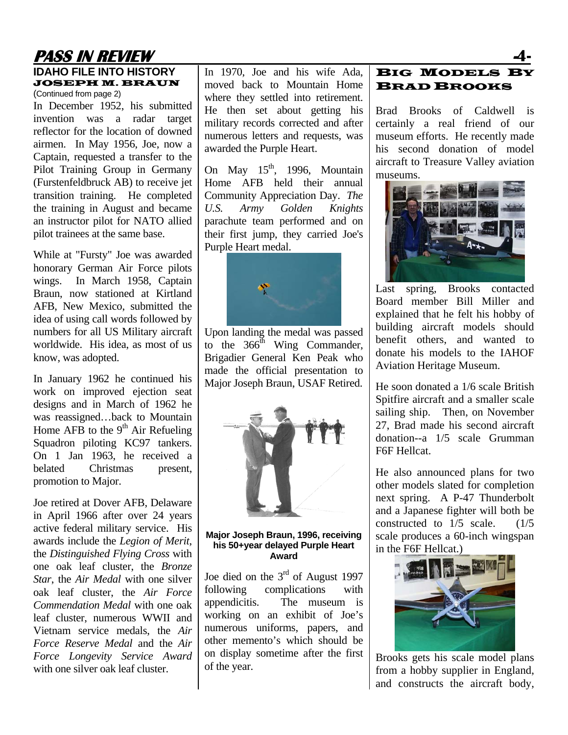## IDAHO FILE INTO HISTORY

### JOSEPH M. BRAUN

(Continued from page 2)

In December 1952, his submitted invention was a radar target reflector for the location of downed airmen. In May 1956, Joe, now a Captain, requested a transfer to the Pilot Training Group in Germany (Furstenfeldbruck AB) to receive jet transition training. He completed the training in August and became an instructor pilot for NATO allied pilot trainees at the same base.

While at "Fursty" Joe was awarded honorary German Air Force pilots wings. In March 1958, Captain Braun, now stationed at Kirtland AFB, New Mexico, submitted the idea of using call words followed by numbers for all US Military aircraft worldwide. His idea, as most of us know, was adopted.

In January 1962 he continued his work on improved ejection seat designs and in March of 1962 he was reassigned…back to Mountain Home AFB to the 9th Air Refueling Squadron piloting KC97 tankers. On 1 Jan 1963, he received a belated Christmas present, promotion to Major.

Joe retired at Dover AFB, Delaware in April 1966 after over 24 years active federal military service. His awards include the *Legion of Merit*, the *Distinguished Flying Cross* with one oak leaf cluster, the *Bronze Star*, the *Air Medal* with one silver oak leaf cluster, the *Air Force Commendation Medal* with one oak leaf cluster, numerous WWII and Vietnam service medals, the *Air Force Reserve Medal* and the *Air Force Longevity Service Award* with one silver oak leaf cluster.

In 1970, Joe and his wife Ada, moved back to Mountain Home where they settled into retirement. He then set about getting his military records corrected and after numerous letters and requests, was awarded the Purple Heart.

On May 15th, 1996, Mountain Home AFB held their annual Community Appreciation Day. *The U.S. Army Golden Knights* parachute team performed and on their first jump, they carried Joe's Purple Heart medal.

Upon landing the medal was passed to the 366th Wing Commander, Brigadier General Ken Peak who made the official presentation to Major Joseph Braun, USAF Retired.

**Major Joseph Braun, 1996, receiving his 50+year delayed Purple Heart Award**

Joe died on the 3rd of August 1997 following complications with appendicitis. The museum is working on an exhibit of Joe's numerous uniforms, papers, and other memento's which should be on display sometime after the first of the year.

## BIG MODELS BY BRAD BROOKS

Brad Brooks of Caldwell is certainly a real friend of our museum efforts. He recently made his second donation of model aircraft to Treasure Valley aviation museums.

Last spring, Brooks contacted Board member Bill Miller and explained that he felt his hobby of building aircraft models should benefit others, and wanted to donate his models to the IAHOF Aviation Heritage Museum.

He soon donated a 1/6 scale British Spitfire aircraft and a smaller scale sailing ship. Then, on November 27, Brad made his second aircraft donation--a 1/5 scale Grumman F6F Hellcat.

He also announced plans for two other models slated for completion next spring. A P-47 Thunderbolt and a Japanese fighter will both be constructed to 1/5 scale. (1/5 scale produces a 60-inch wingspan in the F6F Hellcat.)

Brooks gets his scale model plans from a hobby supplier in England, and constructs the aircraft body,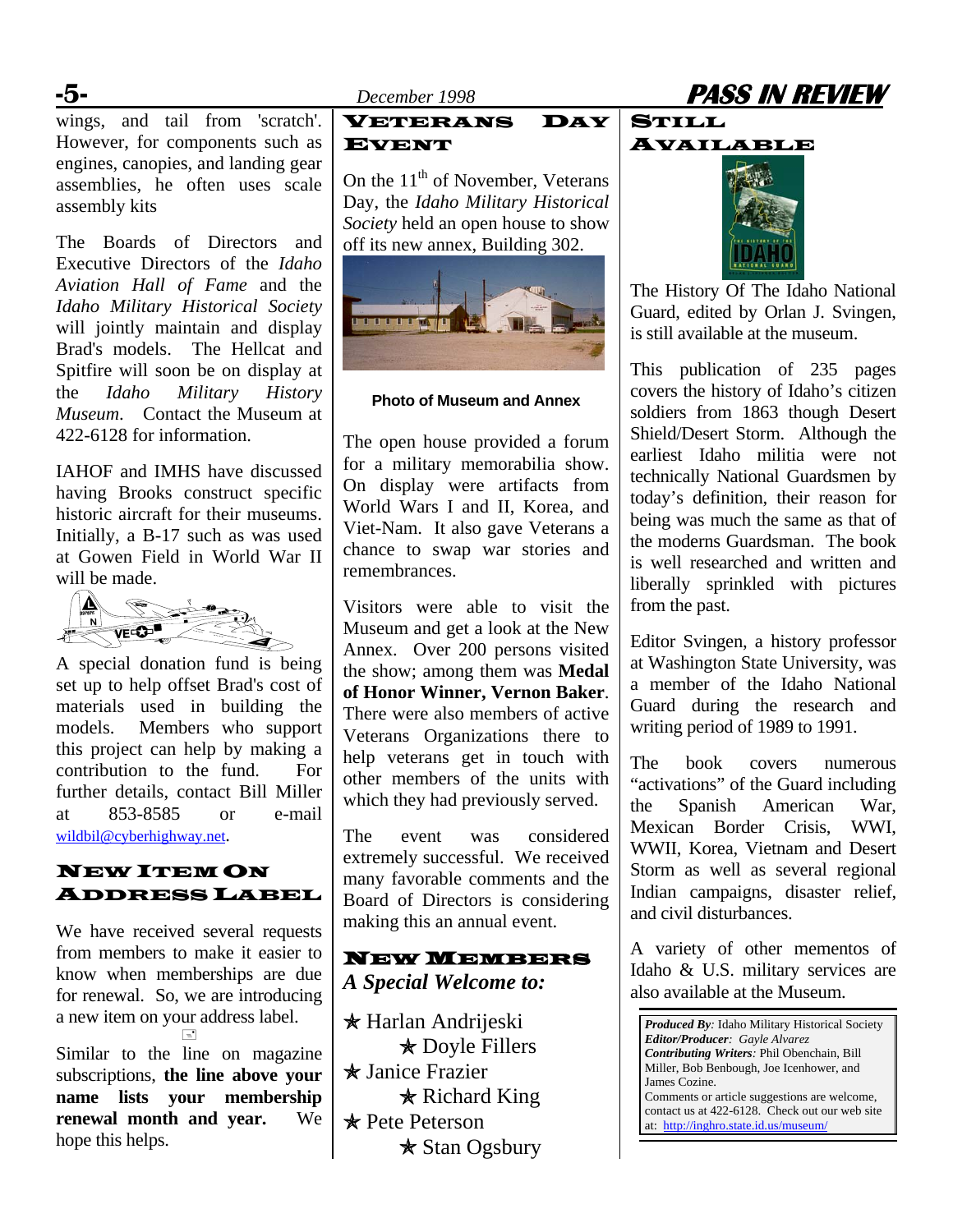wings, and tail from 'scratch'. However, for components such as engines, canopies, and landing gear assemblies, he often uses scale assembly kits

The Boards of Directors and Executive Directors of the *Idaho Aviation Hall of Fame* and the *Idaho Military Historical Society* will jointly maintain and display Brad's models. The Hellcat and Spitfire will soon be on display at the *Idaho Military History Museum*. Contact the Museum at 422-6128 for information.

IAHOF and IMHS have discussed having Brooks construct specific historic aircraft for their museums. Initially, a B-17 such as was used at Gowen Field in World War II will be made.

A special donation fund is being set up to help offset Brad's cost of materials used in building the models. Members who support this project can help by making a contribution to the fund. For further details, contact Bill Miller at 853-8585 or e-mail wildbil@cyberhighway.net.

## New Item On Address Label

We have received several requests from members to make it easier to know when memberships are due for renewal. So, we are introducing a new item on your address label.

Similar to the line on magazine subscriptions, **the line above your name lists your membership renewal month and year.** We hope this helps.

## Veterans Day Event

On the 11th of November, Veterans Day, the *Idaho Military Historical Society* held an open house to show off its new annex, Building 302.

**Photo of Museum and Annex**

The open house provided a forum for a military memorabilia show. On display were artifacts from World Wars I and II, Korea, and Viet-Nam. It also gave Veterans a chance to swap war stories and remembrances.

Visitors were able to visit the Museum and get a look at the New Annex. Over 200 persons visited the show; among them was **Medal of Honor Winner, Vernon Baker**. There were also members of active Veterans Organizations there to help veterans get in touch with other members of the units with which they had previously served.

The event was considered extremely successful. We received many favorable comments and the Board of Directors is considering making this an annual event.

## New Members

***A Special Welcome to:***

- ✯ Harlan Andrijeski
- ✯ Doyle Fillers
- ✯ Janice Frazier
- ✯ Richard King
- ✯ Pete Peterson
- ✯ Stan Ogsbury

## Still Available

The History Of The Idaho National Guard, edited by Orlan J. Svingen, is still available at the museum.

This publication of 235 pages covers the history of Idaho's citizen soldiers from 1863 though Desert Shield/Desert Storm. Although the earliest Idaho militia were not technically National Guardsmen by today's definition, their reason for being was much the same as that of the moderns Guardsman. The book is well researched and written and liberally sprinkled with pictures from the past.

Editor Svingen, a history professor at Washington State University, was a member of the Idaho National Guard during the research and writing period of 1989 to 1991.

The book covers numerous "activations" of the Guard including the Spanish American War, Mexican Border Crisis, WWI, WWII, Korea, Vietnam and Desert Storm as well as several regional Indian campaigns, disaster relief, and civil disturbances.

A variety of other mementos of Idaho & U.S. military services are also available at the Museum.

***Produced By:*** Idaho Military Historical Society
***Editor/Producer:*** *Gayle Alvarez*
***Contributing Writers:*** Phil Obenchain, Bill Miller, Bob Benbough, Joe Icenhower, and James Cozine.
Comments or article suggestions are welcome, contact us at 422-6128. Check out our web site at: http://inghro.state.id.us/museum/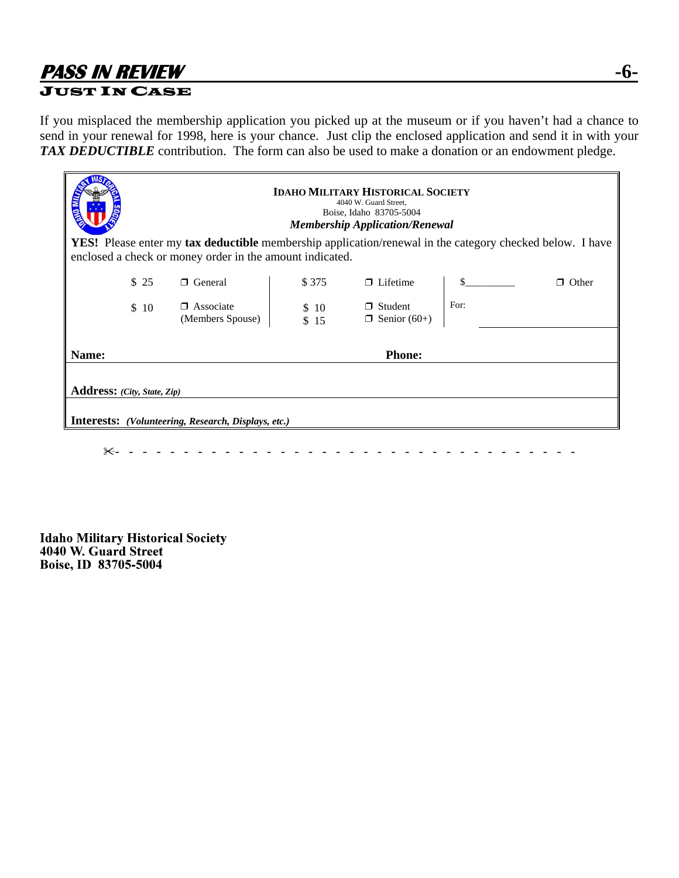## JUST IN CASE

If you misplaced the membership application you picked up at the museum or if you haven't had a chance to send in your renewal for 1998, here is your chance. Just clip the enclosed application and send it in with your ***TAX DEDUCTIBLE*** contribution. The form can also be used to make a donation or an endowment pledge.

**IDAHO MILITARY HISTORICAL SOCIETY**
4040 W. Guard Street,
Boise, Idaho 83705-5004
***Membership Application/Renewal***

**YES!** Please enter my **tax deductible** membership application/renewal in the category checked below. I have enclosed a check or money order in the amount indicated.

| | | | | | |
|---|---|---|---|---|---|
| $ 25 | ❒ General | $ 375 | ❒ Lifetime | $_________ | ❒ Other |
| $ 10 | ❒ Associate (Members Spouse) | $ 10<br>$ 15 | ❒ Student<br>❒ Senior (60+) | For: | |

**Name:** **Phone:**

**Address:** ***(City, State, Zip)***

**Interests:** ***(Volunteering, Research, Displays, etc.)***

✂- - - - - - - - - - - - - - - - - - - - - - - - - - - - - - - - - -

**Idaho Military Historical Society**
**4040 W. Guard Street**
**Boise, ID 83705-5004**